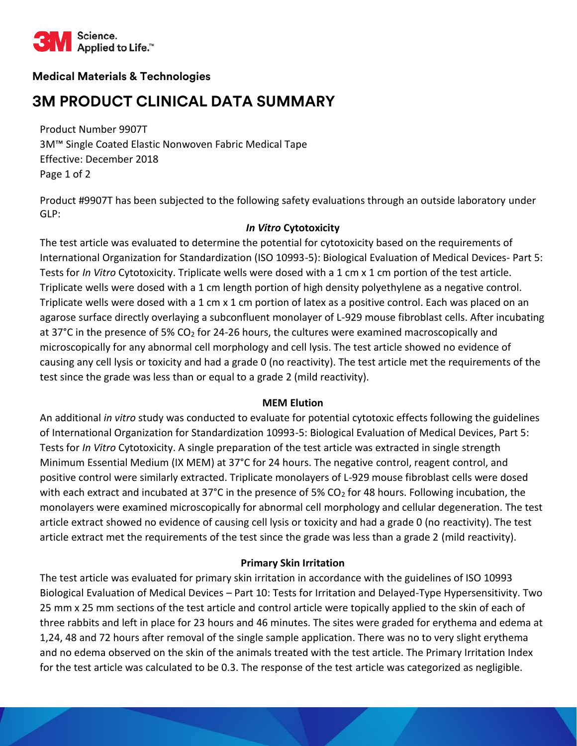Science. Applied to Life.™

**Medical Materials & Technologies**

# 3M PRODUCT CLINICAL DATA SUMMARY

Product Number 9907T
3M™ Single Coated Elastic Nonwoven Fabric Medical Tape
Effective: December 2018

Product #9907T has been subjected to the following safety evaluations through an outside laboratory under GLP:

### *In Vitro* Cytotoxicity

The test article was evaluated to determine the potential for cytotoxicity based on the requirements of International Organization for Standardization (ISO 10993-5): Biological Evaluation of Medical Devices- Part 5: Tests for *In Vitro* Cytotoxicity. Triplicate wells were dosed with a 1 cm x 1 cm portion of the test article. Triplicate wells were dosed with a 1 cm length portion of high density polyethylene as a negative control. Triplicate wells were dosed with a 1 cm x 1 cm portion of latex as a positive control. Each was placed on an agarose surface directly overlaying a subconfluent monolayer of L-929 mouse fibroblast cells. After incubating at 37°C in the presence of 5% $CO_2$ for 24-26 hours, the cultures were examined macroscopically and microscopically for any abnormal cell morphology and cell lysis. The test article showed no evidence of causing any cell lysis or toxicity and had a grade 0 (no reactivity). The test article met the requirements of the test since the grade was less than or equal to a grade 2 (mild reactivity).

### MEM Elution

An additional *in vitro* study was conducted to evaluate for potential cytotoxic effects following the guidelines of International Organization for Standardization 10993-5: Biological Evaluation of Medical Devices, Part 5: Tests for *In Vitro* Cytotoxicity. A single preparation of the test article was extracted in single strength Minimum Essential Medium (IX MEM) at 37°C for 24 hours. The negative control, reagent control, and positive control were similarly extracted. Triplicate monolayers of L-929 mouse fibroblast cells were dosed with each extract and incubated at 37°C in the presence of 5% $CO_2$ for 48 hours. Following incubation, the monolayers were examined microscopically for abnormal cell morphology and cellular degeneration. The test article extract showed no evidence of causing cell lysis or toxicity and had a grade 0 (no reactivity). The test article extract met the requirements of the test since the grade was less than a grade 2 (mild reactivity).

### Primary Skin Irritation

The test article was evaluated for primary skin irritation in accordance with the guidelines of ISO 10993 Biological Evaluation of Medical Devices – Part 10: Tests for Irritation and Delayed-Type Hypersensitivity. Two 25 mm x 25 mm sections of the test article and control article were topically applied to the skin of each of three rabbits and left in place for 23 hours and 46 minutes. The sites were graded for erythema and edema at 1,24, 48 and 72 hours after removal of the single sample application. There was no to very slight erythema and no edema observed on the skin of the animals treated with the test article. The Primary Irritation Index for the test article was calculated to be 0.3. The response of the test article was categorized as negligible.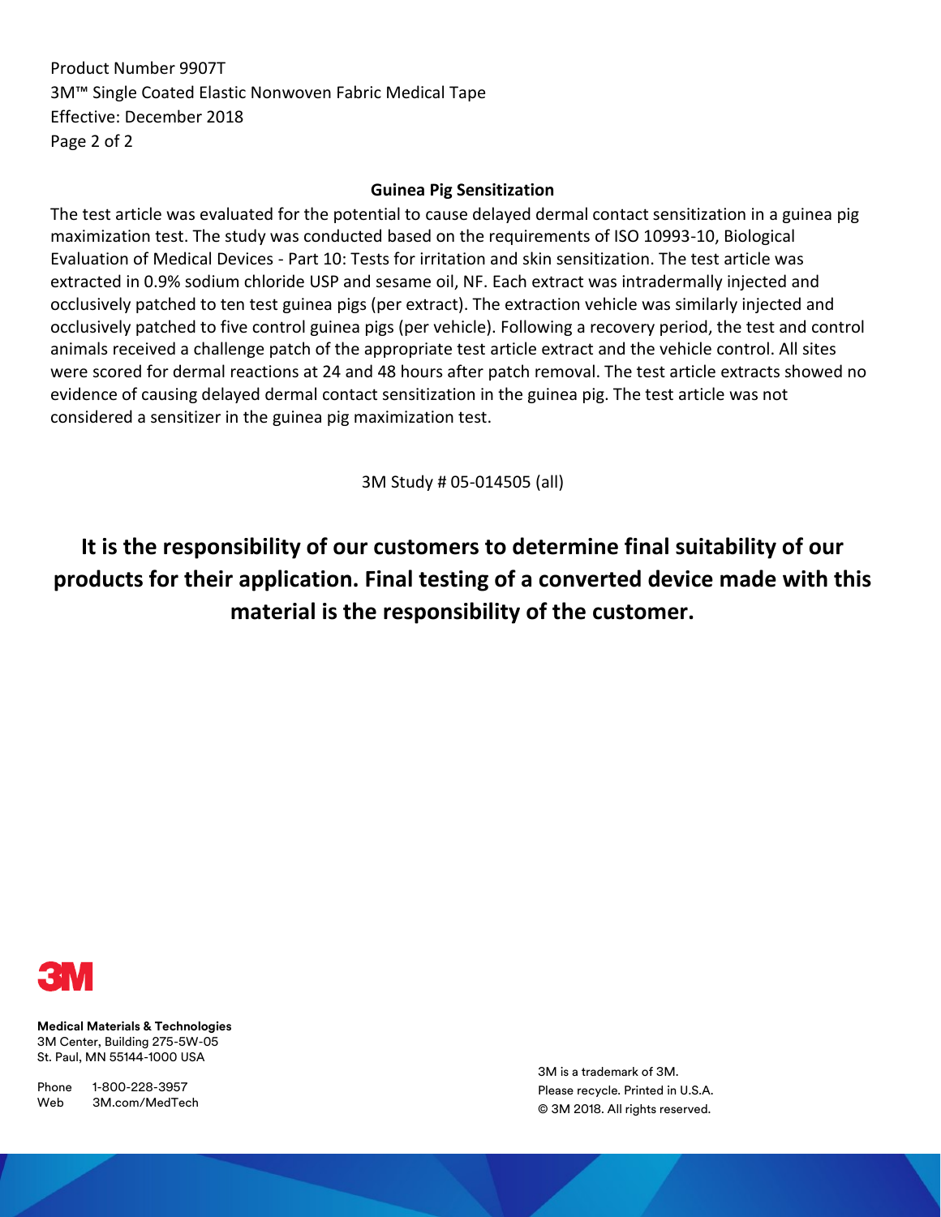### Guinea Pig Sensitization

The test article was evaluated for the potential to cause delayed dermal contact sensitization in a guinea pig maximization test. The study was conducted based on the requirements of ISO 10993-10, Biological Evaluation of Medical Devices - Part 10: Tests for irritation and skin sensitization. The test article was extracted in 0.9% sodium chloride USP and sesame oil, NF. Each extract was intradermally injected and occlusively patched to ten test guinea pigs (per extract). The extraction vehicle was similarly injected and occlusively patched to five control guinea pigs (per vehicle). Following a recovery period, the test and control animals received a challenge patch of the appropriate test article extract and the vehicle control. All sites were scored for dermal reactions at 24 and 48 hours after patch removal. The test article extracts showed no evidence of causing delayed dermal contact sensitization in the guinea pig. The test article was not considered a sensitizer in the guinea pig maximization test.

3M Study # 05-014505 (all)

**It is the responsibility of our customers to determine final suitability of our products for their application. Final testing of a converted device made with this material is the responsibility of the customer.**

**Medical Materials & Technologies**
3M Center, Building 275-5W-05
St. Paul, MN 55144-1000 USA

Phone 1-800-228-3957
Web 3M.com/MedTech

3M is a trademark of 3M.
Please recycle. Printed in U.S.A.
© 3M 2018. All rights reserved.